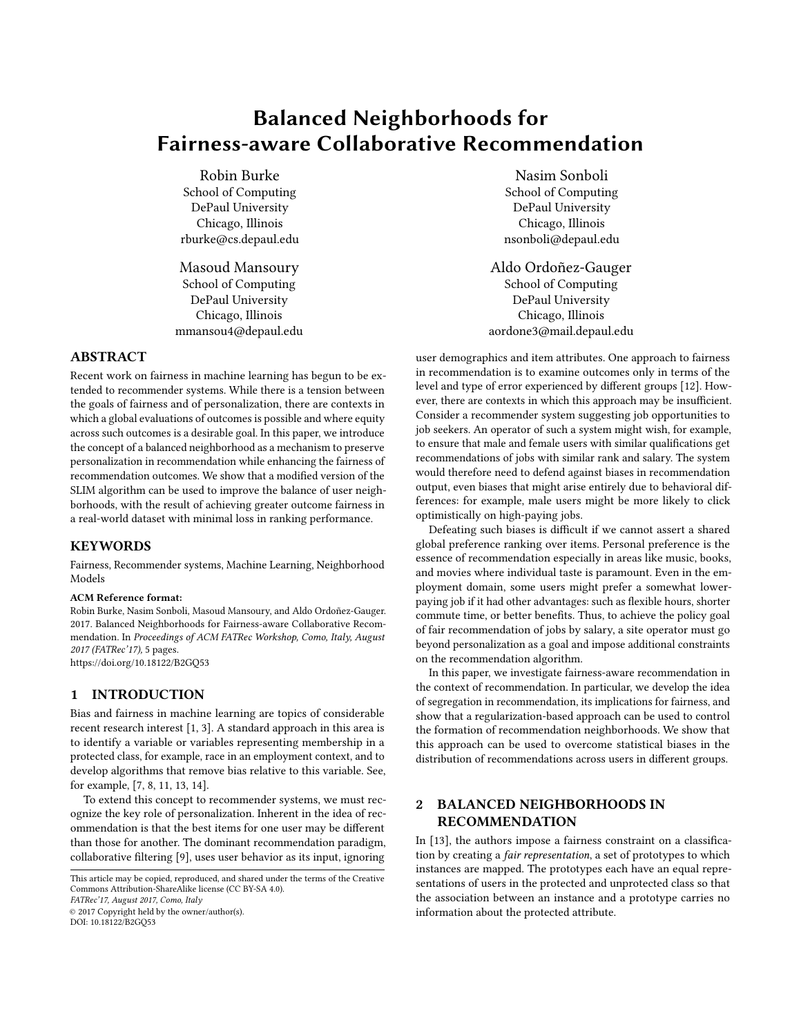# Balanced Neighborhoods for Fairness-aware Collaborative Recommendation

Robin Burke
School of Computing
DePaul University
Chicago, Illinois
rburke@cs.depaul.edu

Nasim Sonboli
School of Computing
DePaul University
Chicago, Illinois
nsonboli@depaul.edu

Masoud Mansoury
School of Computing
DePaul University
Chicago, Illinois
mmansou4@depaul.edu

Aldo Ordoñez-Gauger
School of Computing
DePaul University
Chicago, Illinois
aordone3@mail.depaul.edu

## ABSTRACT

Recent work on fairness in machine learning has begun to be extended to recommender systems. While there is a tension between the goals of fairness and of personalization, there are contexts in which a global evaluations of outcomes is possible and where equity across such outcomes is a desirable goal. In this paper, we introduce the concept of a balanced neighborhood as a mechanism to preserve personalization in recommendation while enhancing the fairness of recommendation outcomes. We show that a modified version of the SLIM algorithm can be used to improve the balance of user neighborhoods, with the result of achieving greater outcome fairness in a real-world dataset with minimal loss in ranking performance.

## KEYWORDS

Fairness, Recommender systems, Machine Learning, Neighborhood Models

**ACM Reference format:**
Robin Burke, Nasim Sonboli, Masoud Mansoury, and Aldo Ordoñez-Gauger. 2017. Balanced Neighborhoods for Fairness-aware Collaborative Recommendation. In *Proceedings of ACM FATRec Workshop, Como, Italy, August 2017 (FATRec'17),* 5 pages.
https://doi.org/10.18122/B2GQ53

## 1 INTRODUCTION

Bias and fairness in machine learning are topics of considerable recent research interest [1, 3]. A standard approach in this area is to identify a variable or variables representing membership in a protected class, for example, race in an employment context, and to develop algorithms that remove bias relative to this variable. See, for example, [7, 8, 11, 13, 14].

To extend this concept to recommender systems, we must recognize the key role of personalization. Inherent in the idea of recommendation is that the best items for one user may be different than those for another. The dominant recommendation paradigm, collaborative filtering [9], uses user behavior as its input, ignoring user demographics and item attributes. One approach to fairness in recommendation is to examine outcomes only in terms of the level and type of error experienced by different groups [12]. However, there are contexts in which this approach may be insufficient. Consider a recommender system suggesting job opportunities to job seekers. An operator of such a system might wish, for example, to ensure that male and female users with similar qualifications get recommendations of jobs with similar rank and salary. The system would therefore need to defend against biases in recommendation output, even biases that might arise entirely due to behavioral differences: for example, male users might be more likely to click optimistically on high-paying jobs.

Defeating such biases is difficult if we cannot assert a shared global preference ranking over items. Personal preference is the essence of recommendation especially in areas like music, books, and movies where individual taste is paramount. Even in the employment domain, some users might prefer a somewhat lower-paying job if it had other advantages: such as flexible hours, shorter commute time, or better benefits. Thus, to achieve the policy goal of fair recommendation of jobs by salary, a site operator must go beyond personalization as a goal and impose additional constraints on the recommendation algorithm.

In this paper, we investigate fairness-aware recommendation in the context of recommendation. In particular, we develop the idea of segregation in recommendation, its implications for fairness, and show that a regularization-based approach can be used to control the formation of recommendation neighborhoods. We show that this approach can be used to overcome statistical biases in the distribution of recommendations across users in different groups.

## 2 BALANCED NEIGHBORHOODS IN RECOMMENDATION

In [13], the authors impose a fairness constraint on a classification by creating a *fair representation*, a set of prototypes to which instances are mapped. The prototypes each have an equal representations of users in the protected and unprotected class so that the association between an instance and a prototype carries no information about the protected attribute.

This article may be copied, reproduced, and shared under the terms of the Creative Commons Attribution-ShareAlike license (CC BY-SA 4.0).
*FATRec'17, August 2017, Como, Italy*
© 2017 Copyright held by the owner/author(s).
DOI: 10.18122/B2GQ53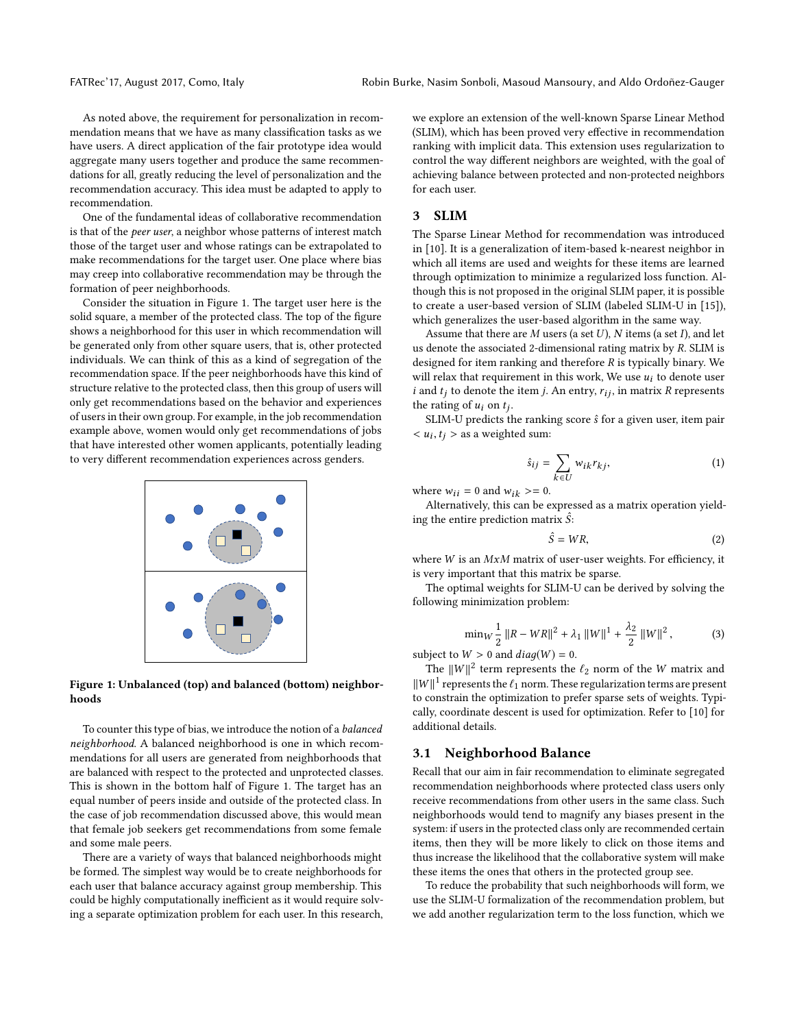As noted above, the requirement for personalization in recommendation means that we have as many classification tasks as we have users. A direct application of the fair prototype idea would aggregate many users together and produce the same recommendations for all, greatly reducing the level of personalization and the recommendation accuracy. This idea must be adapted to apply to recommendation.

One of the fundamental ideas of collaborative recommendation is that of the *peer user*, a neighbor whose patterns of interest match those of the target user and whose ratings can be extrapolated to make recommendations for the target user. One place where bias may creep into collaborative recommendation may be through the formation of peer neighborhoods.

Consider the situation in Figure 1. The target user here is the solid square, a member of the protected class. The top of the figure shows a neighborhood for this user in which recommendation will be generated only from other square users, that is, other protected individuals. We can think of this as a kind of segregation of the recommendation space. If the peer neighborhoods have this kind of structure relative to the protected class, then this group of users will only get recommendations based on the behavior and experiences of users in their own group. For example, in the job recommendation example above, women would only get recommendations of jobs that have interested other women applicants, potentially leading to very different recommendation experiences across genders.

**Figure 1: Unbalanced (top) and balanced (bottom) neighborhoods**

To counter this type of bias, we introduce the notion of a *balanced neighborhood*. A balanced neighborhood is one in which recommendations for all users are generated from neighborhoods that are balanced with respect to the protected and unprotected classes. This is shown in the bottom half of Figure 1. The target has an equal number of peers inside and outside of the protected class. In the case of job recommendation discussed above, this would mean that female job seekers get recommendations from some female and some male peers.

There are a variety of ways that balanced neighborhoods might be formed. The simplest way would be to create neighborhoods for each user that balance accuracy against group membership. This could be highly computationally inefficient as it would require solving a separate optimization problem for each user. In this research, we explore an extension of the well-known Sparse Linear Method (SLIM), which has been proved very effective in recommendation ranking with implicit data. This extension uses regularization to control the way different neighbors are weighted, with the goal of achieving balance between protected and non-protected neighbors for each user.

## 3 SLIM

The Sparse Linear Method for recommendation was introduced in [10]. It is a generalization of item-based k-nearest neighbor in which all items are used and weights for these items are learned through optimization to minimize a regularized loss function. Although this is not proposed in the original SLIM paper, it is possible to create a user-based version of SLIM (labeled SLIM-U in [15]), which generalizes the user-based algorithm in the same way.

Assume that there are $M$ users (a set $U$), $N$ items (a set $I$), and let us denote the associated 2-dimensional rating matrix by $R$. SLIM is designed for item ranking and therefore $R$ is typically binary. We will relax that requirement in this work, We use $u_i$ to denote user $i$ and $t_j$ to denote the item $j$. An entry, $r_{ij}$, in matrix $R$ represents the rating of $u_i$ on $t_j$.

SLIM-U predicts the ranking score $\hat{s}$ for a given user, item pair $< u_i, t_j >$ as a weighted sum:

$$\hat{s}_{ij} = \sum_{k \in U} w_{ik} r_{kj}, \tag{1}$$

where $w_{ii} = 0$ and $w_{ik} >= 0$.

Alternatively, this can be expressed as a matrix operation yielding the entire prediction matrix $\hat{S}$:

$$\hat{S} = WR, \tag{2}$$

where $W$ is an $MxM$ matrix of user-user weights. For efficiency, it is very important that this matrix be sparse.

The optimal weights for SLIM-U can be derived by solving the following minimization problem:

$$\min_W \frac{1}{2} \|R - WR\|^2 + \lambda_1 \|W\|^1 + \frac{\lambda_2}{2} \|W\|^2, \tag{3}$$

subject to $W > 0$ and $diag(W) = 0$.

The $\|W\|^2$ term represents the $\ell_2$ norm of the $W$ matrix and $\|W\|^1$ represents the $\ell_1$ norm. These regularization terms are present to constrain the optimization to prefer sparse sets of weights. Typically, coordinate descent is used for optimization. Refer to [10] for additional details.

### 3.1 Neighborhood Balance

Recall that our aim in fair recommendation to eliminate segregated recommendation neighborhoods where protected class users only receive recommendations from other users in the same class. Such neighborhoods would tend to magnify any biases present in the system: if users in the protected class only are recommended certain items, then they will be more likely to click on those items and thus increase the likelihood that the collaborative system will make these items the ones that others in the protected group see.

To reduce the probability that such neighborhoods will form, we use the SLIM-U formalization of the recommendation problem, but we add another regularization term to the loss function, which we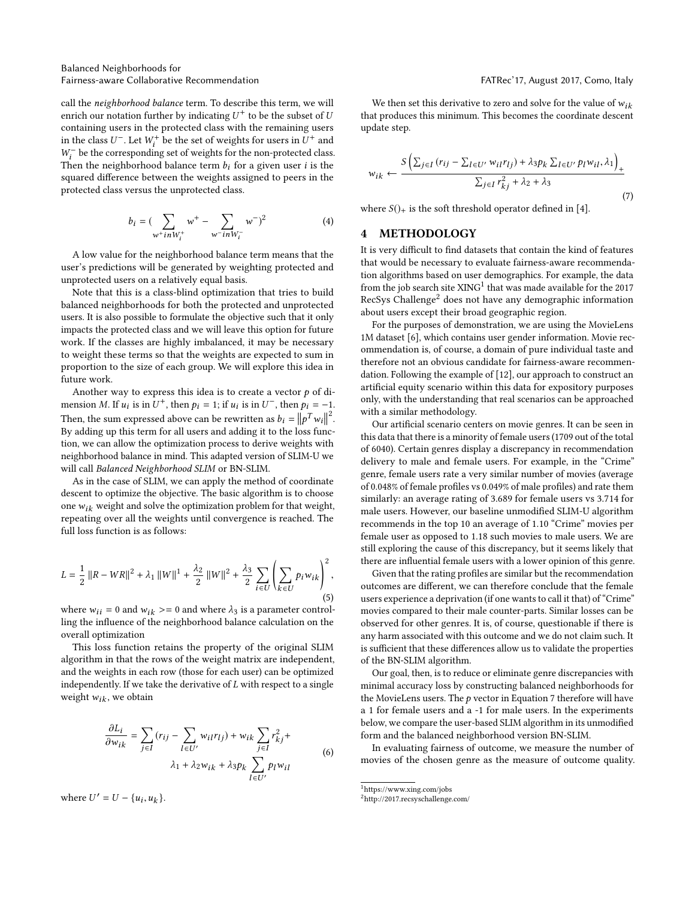call the *neighborhood balance* term. To describe this term, we will enrich our notation further by indicating $U^+$ to be the subset of $U$ containing users in the protected class with the remaining users in the class $U^-$. Let $W_i^+$ be the set of weights for users in $U^+$ and $W_i^-$ be the corresponding set of weights for the non-protected class. Then the neighborhood balance term $b_i$ for a given user $i$ is the squared difference between the weights assigned to peers in the protected class versus the unprotected class.

$$b_i = (\sum_{w^+ in W_i^+} w^+ - \sum_{w^- in W_i^-} w^-)^2 \tag{4}$$

A low value for the neighborhood balance term means that the user's predictions will be generated by weighting protected and unprotected users on a relatively equal basis.

Note that this is a class-blind optimization that tries to build balanced neighborhoods for both the protected and unprotected users. It is also possible to formulate the objective such that it only impacts the protected class and we will leave this option for future work. If the classes are highly imbalanced, it may be necessary to weight these terms so that the weights are expected to sum in proportion to the size of each group. We will explore this idea in future work.

Another way to express this idea is to create a vector $p$ of dimension $M$. If $u_i$ is in $U^+$, then $p_i = 1$; if $u_i$ is in $U^-$, then $p_i = -1$. Then, the sum expressed above can be rewritten as $b_i = \left\|p^T w_i\right\|^2$. By adding up this term for all users and adding it to the loss function, we can allow the optimization process to derive weights with neighborhood balance in mind. This adapted version of SLIM-U we will call *Balanced Neighborhood SLIM* or BN-SLIM.

As in the case of SLIM, we can apply the method of coordinate descent to optimize the objective. The basic algorithm is to choose one $w_{ik}$ weight and solve the optimization problem for that weight, repeating over all the weights until convergence is reached. The full loss function is as follows:

$$L = \frac{1}{2}\left\|R - WR\right\|^2 + \lambda_1 \left\|W\right\|^1 + \frac{\lambda_2}{2}\left\|W\right\|^2 + \frac{\lambda_3}{2}\sum_{i \in U}\left(\sum_{k \in U} p_i w_{ik}\right)^2, \tag{5}$$

where $w_{ii} = 0$ and $w_{ik} >= 0$ and where $\lambda_3$ is a parameter controlling the influence of the neighborhood balance calculation on the overall optimization

This loss function retains the property of the original SLIM algorithm in that the rows of the weight matrix are independent, and the weights in each row (those for each user) can be optimized independently. If we take the derivative of $L$ with respect to a single weight $w_{ik}$, we obtain

$$\frac{\partial L_i}{\partial w_{ik}} = \sum_{j \in I}(r_{ij} - \sum_{l \in U'} w_{il} r_{lj}) + w_{ik}\sum_{j \in I} r_{kj}^2 + \lambda_1 + \lambda_2 w_{ik} + \lambda_3 p_k \sum_{l \in U'} p_l w_{il} \tag{6}$$

where $U' = U - \{u_i, u_k\}$.

We then set this derivative to zero and solve for the value of $w_{ik}$ that produces this minimum. This becomes the coordinate descent update step.

$$w_{ik} \leftarrow \frac{S\left(\sum_{j \in I}(r_{ij} - \sum_{l \in U'} w_{il} r_{lj}) + \lambda_3 p_k \sum_{l \in U'} p_l w_{il}, \lambda_1\right)_+}{\sum_{j \in I} r_{kj}^2 + \lambda_2 + \lambda_3} \tag{7}$$

where $S()_+$ is the soft threshold operator defined in [4].

## 4 METHODOLOGY

It is very difficult to find datasets that contain the kind of features that would be necessary to evaluate fairness-aware recommendation algorithms based on user demographics. For example, the data from the job search site XING[1] that was made available for the 2017 RecSys Challenge[2] does not have any demographic information about users except their broad geographic region.

For the purposes of demonstration, we are using the MovieLens 1M dataset [6], which contains user gender information. Movie recommendation is, of course, a domain of pure individual taste and therefore not an obvious candidate for fairness-aware recommendation. Following the example of [12], our approach to construct an artificial equity scenario within this data for expository purposes only, with the understanding that real scenarios can be approached with a similar methodology.

Our artificial scenario centers on movie genres. It can be seen in this data that there is a minority of female users (1709 out of the total of 6040). Certain genres display a discrepancy in recommendation delivery to male and female users. For example, in the "Crime" genre, female users rate a very similar number of movies (average of 0.048% of female profiles vs 0.049% of male profiles) and rate them similarly: an average rating of 3.689 for female users vs 3.714 for male users. However, our baseline unmodified SLIM-U algorithm recommends in the top 10 an average of 1.10 "Crime" movies per female user as opposed to 1.18 such movies to male users. We are still exploring the cause of this discrepancy, but it seems likely that there are influential female users with a lower opinion of this genre.

Given that the rating profiles are similar but the recommendation outcomes are different, we can therefore conclude that the female users experience a deprivation (if one wants to call it that) of "Crime" movies compared to their male counter-parts. Similar losses can be observed for other genres. It is, of course, questionable if there is any harm associated with this outcome and we do not claim such. It is sufficient that these differences allow us to validate the properties of the BN-SLIM algorithm.

Our goal, then, is to reduce or eliminate genre discrepancies with minimal accuracy loss by constructing balanced neighborhoods for the MovieLens users. The $p$ vector in Equation 7 therefore will have a 1 for female users and a -1 for male users. In the experiments below, we compare the user-based SLIM algorithm in its unmodified form and the balanced neighborhood version BN-SLIM.

In evaluating fairness of outcome, we measure the number of movies of the chosen genre as the measure of outcome quality.

[1] https://www.xing.com/jobs

[2] http://2017.recsyschallenge.com/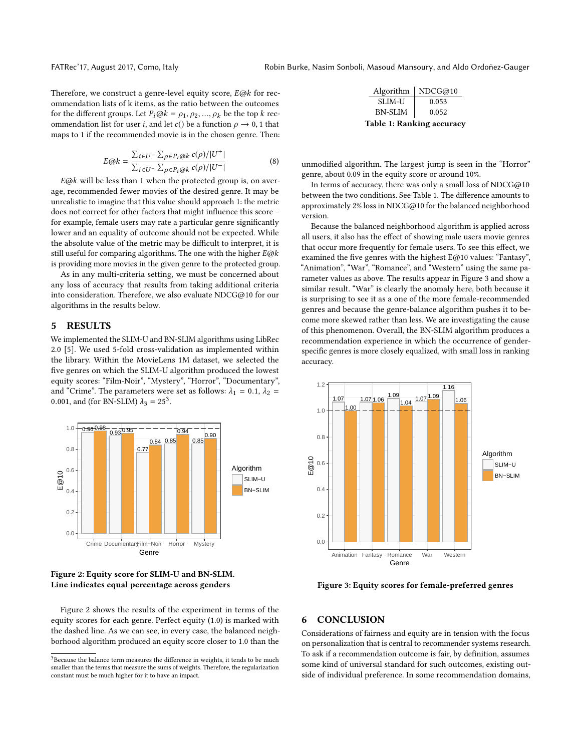Therefore, we construct a genre-level equity score, $E@k$ for recommendation lists of k items, as the ratio between the outcomes for the different groups. Let $P_i@k = \rho_1, \rho_2, ..., \rho_k$ be the top $k$ recommendation list for user $i$, and let $c()$ be a function $\rho \to 0, 1$ that maps to 1 if the recommended movie is in the chosen genre. Then:

$$E@k = \frac{\sum_{i \in U^+} \sum_{\rho \in P_i@k} c(\rho)/|U^+|}{\sum_{i \in U^-} \sum_{\rho \in P_i@k} c(\rho)/|U^-|} \quad (8)$$

$E@k$ will be less than 1 when the protected group is, on average, recommended fewer movies of the desired genre. It may be unrealistic to imagine that this value should approach 1: the metric does not correct for other factors that might influence this score – for example, female users may rate a particular genre significantly lower and an equality of outcome should not be expected. While the absolute value of the metric may be difficult to interpret, it is still useful for comparing algorithms. The one with the higher $E@k$ is providing more movies in the given genre to the protected group.

As in any multi-criteria setting, we must be concerned about any loss of accuracy that results from taking additional criteria into consideration. Therefore, we also evaluate NDCG@10 for our algorithms in the results below.

## 5 RESULTS

We implemented the SLIM-U and BN-SLIM algorithms using LibRec 2.0 [5]. We used 5-fold cross-validation as implemented within the library. Within the MovieLens 1M dataset, we selected the five genres on which the SLIM-U algorithm produced the lowest equity scores: "Film-Noir", "Mystery", "Horror", "Documentary", and "Crime". The parameters were set as follows: $\lambda_1 = 0.1$, $\lambda_2 = 0.001$, and (for BN-SLIM) $\lambda_3 = 25$[3].

**Figure 2: Equity score for SLIM-U and BN-SLIM. Line indicates equal percentage across genders**

Figure 2 shows the results of the experiment in terms of the equity scores for each genre. Perfect equity (1.0) is marked with the dashed line. As we can see, in every case, the balanced neighborhood algorithm produced an equity score closer to 1.0 than the unmodified algorithm. The largest jump is seen in the "Horror" genre, about 0.09 in the equity score or around 10%.

| Algorithm | NDCG@10 |
|---|---|
| SLIM-U | 0.053 |
| BN-SLIM | 0.052 |

**Table 1: Ranking accuracy**

In terms of accuracy, there was only a small loss of NDCG@10 between the two conditions. See Table 1. The difference amounts to approximately 2% loss in NDCG@10 for the balanced neighborhood version.

Because the balanced neighborhood algorithm is applied across all users, it also has the effect of showing male users movie genres that occur more frequently for female users. To see this effect, we examined the five genres with the highest E@10 values: "Fantasy", "Animation", "War", "Romance", and "Western" using the same parameter values as above. The results appear in Figure 3 and show a similar result. "War" is clearly the anomaly here, both because it is surprising to see it as a one of the more female-recommended genres and because the genre-balance algorithm pushes it to become more skewed rather than less. We are investigating the cause of this phenomenon. Overall, the BN-SLIM algorithm produces a recommendation experience in which the occurrence of gender-specific genres is more closely equalized, with small loss in ranking accuracy.

**Figure 3: Equity scores for female-preferred genres**

## 6 CONCLUSION

Considerations of fairness and equity are in tension with the focus on personalization that is central to recommender systems research. To ask if a recommendation outcome is fair, by definition, assumes some kind of universal standard for such outcomes, existing outside of individual preference. In some recommendation domains,

[3] Because the balance term measures the difference in weights, it tends to be much smaller than the terms that measure the sums of weights. Therefore, the regularization constant must be much higher for it to have an impact.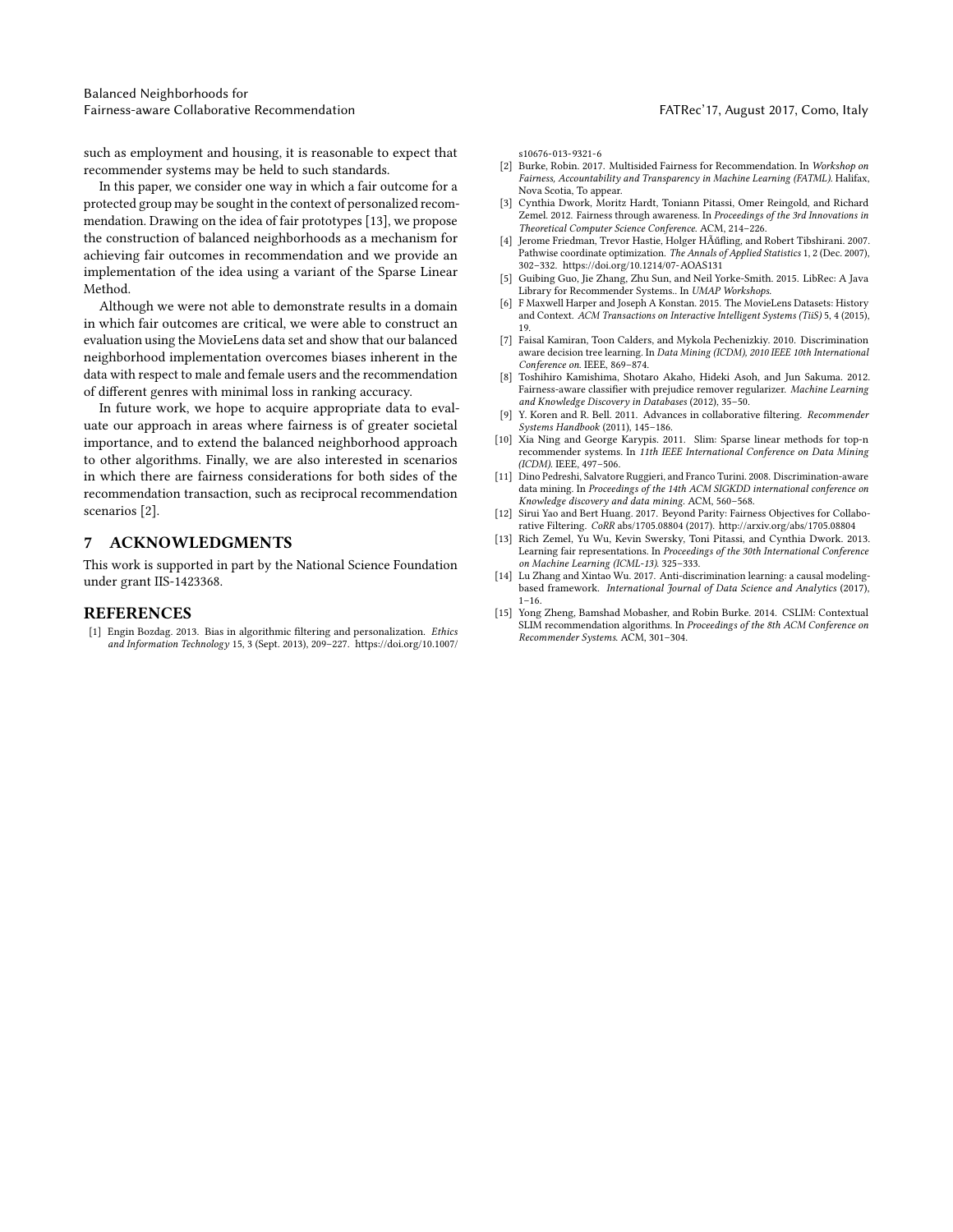such as employment and housing, it is reasonable to expect that recommender systems may be held to such standards.

In this paper, we consider one way in which a fair outcome for a protected group may be sought in the context of personalized recommendation. Drawing on the idea of fair prototypes [13], we propose the construction of balanced neighborhoods as a mechanism for achieving fair outcomes in recommendation and we provide an implementation of the idea using a variant of the Sparse Linear Method.

Although we were not able to demonstrate results in a domain in which fair outcomes are critical, we were able to construct an evaluation using the MovieLens data set and show that our balanced neighborhood implementation overcomes biases inherent in the data with respect to male and female users and the recommendation of different genres with minimal loss in ranking accuracy.

In future work, we hope to acquire appropriate data to evaluate our approach in areas where fairness is of greater societal importance, and to extend the balanced neighborhood approach to other algorithms. Finally, we are also interested in scenarios in which there are fairness considerations for both sides of the recommendation transaction, such as reciprocal recommendation scenarios [2].

## 7 ACKNOWLEDGMENTS

This work is supported in part by the National Science Foundation under grant IIS-1423368.

## REFERENCES

[1] Engin Bozdag. 2013. Bias in algorithmic filtering and personalization. *Ethics and Information Technology* 15, 3 (Sept. 2013), 209–227. https://doi.org/10.1007/s10676-013-9321-6

[2] Burke, Robin. 2017. Multisided Fairness for Recommendation. In *Workshop on Fairness, Accountability and Transparency in Machine Learning (FATML)*. Halifax, Nova Scotia, To appear.

[3] Cynthia Dwork, Moritz Hardt, Toniann Pitassi, Omer Reingold, and Richard Zemel. 2012. Fairness through awareness. In *Proceedings of the 3rd Innovations in Theoretical Computer Science Conference*. ACM, 214–226.

[4] Jerome Friedman, Trevor Hastie, Holger HÃűfling, and Robert Tibshirani. 2007. Pathwise coordinate optimization. *The Annals of Applied Statistics* 1, 2 (Dec. 2007), 302–332. https://doi.org/10.1214/07-AOAS131

[5] Guibing Guo, Jie Zhang, Zhu Sun, and Neil Yorke-Smith. 2015. LibRec: A Java Library for Recommender Systems.. In *UMAP Workshops*.

[6] F Maxwell Harper and Joseph A Konstan. 2015. The MovieLens Datasets: History and Context. *ACM Transactions on Interactive Intelligent Systems (TiiS)* 5, 4 (2015), 19.

[7] Faisal Kamiran, Toon Calders, and Mykola Pechenizkiy. 2010. Discrimination aware decision tree learning. In *Data Mining (ICDM), 2010 IEEE 10th International Conference on*. IEEE, 869–874.

[8] Toshihiro Kamishima, Shotaro Akaho, Hideki Asoh, and Jun Sakuma. 2012. Fairness-aware classifier with prejudice remover regularizer. *Machine Learning and Knowledge Discovery in Databases* (2012), 35–50.

[9] Y. Koren and R. Bell. 2011. Advances in collaborative filtering. *Recommender Systems Handbook* (2011), 145–186.

[10] Xia Ning and George Karypis. 2011. Slim: Sparse linear methods for top-n recommender systems. In *11th IEEE International Conference on Data Mining (ICDM)*. IEEE, 497–506.

[11] Dino Pedreshi, Salvatore Ruggieri, and Franco Turini. 2008. Discrimination-aware data mining. In *Proceedings of the 14th ACM SIGKDD international conference on Knowledge discovery and data mining*. ACM, 560–568.

[12] Sirui Yao and Bert Huang. 2017. Beyond Parity: Fairness Objectives for Collaborative Filtering. *CoRR* abs/1705.08804 (2017). http://arxiv.org/abs/1705.08804

[13] Rich Zemel, Yu Wu, Kevin Swersky, Toni Pitassi, and Cynthia Dwork. 2013. Learning fair representations. In *Proceedings of the 30th International Conference on Machine Learning (ICML-13)*. 325–333.

[14] Lu Zhang and Xintao Wu. 2017. Anti-discrimination learning: a causal modeling-based framework. *International Journal of Data Science and Analytics* (2017), 1–16.

[15] Yong Zheng, Bamshad Mobasher, and Robin Burke. 2014. CSLIM: Contextual SLIM recommendation algorithms. In *Proceedings of the 8th ACM Conference on Recommender Systems*. ACM, 301–304.